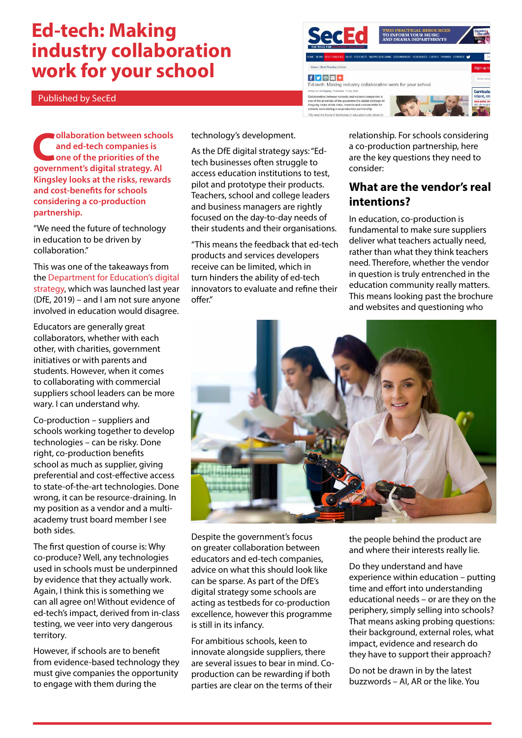# Ed-tech: Making industry collaboration work for your school

Published by SecEd

**Collaboration between schools and ed-tech companies is one of the priorities of the government's digital strategy. Al Kingsley looks at the risks, rewards and cost-benefits for schools considering a co-production partnership.**

"We need the future of technology in education to be driven by collaboration."

This was one of the takeaways from the Department for Education's digital strategy, which was launched last year (DfE, 2019) – and I am not sure anyone involved in education would disagree.

Educators are generally great collaborators, whether with each other, with charities, government initiatives or with parents and students. However, when it comes to collaborating with commercial suppliers school leaders can be more wary. I can understand why.

Co-production – suppliers and schools working together to develop technologies – can be risky. Done right, co-production benefits school as much as supplier, giving preferential and cost-effective access to state-of-the-art technologies. Done wrong, it can be resource-draining. In my position as a vendor and a multi-academy trust board member I see both sides.

The first question of course is: Why co-produce? Well, any technologies used in schools must be underpinned by evidence that they actually work. Again, I think this is something we can all agree on! Without evidence of ed-tech's impact, derived from in-class testing, we veer into very dangerous territory.

However, if schools are to benefit from evidence-based technology they must give companies the opportunity to engage with them during the technology's development.

As the DfE digital strategy says: "Ed-tech businesses often struggle to access education institutions to test, pilot and prototype their products. Teachers, school and college leaders and business managers are rightly focused on the day-to-day needs of their students and their organisations.

"This means the feedback that ed-tech products and services developers receive can be limited, which in turn hinders the ability of ed-tech innovators to evaluate and refine their offer."

Despite the government's focus on greater collaboration between educators and ed-tech companies, advice on what this should look like can be sparse. As part of the DfE's digital strategy some schools are acting as testbeds for co-production excellence, however this programme is still in its infancy.

For ambitious schools, keen to innovate alongside suppliers, there are several issues to bear in mind. Co-production can be rewarding if both parties are clear on the terms of their relationship. For schools considering a co-production partnership, here are the key questions they need to consider:

## What are the vendor's real intentions?

In education, co-production is fundamental to make sure suppliers deliver what teachers actually need, rather than what they think teachers need. Therefore, whether the vendor in question is truly entrenched in the education community really matters. This means looking past the brochure and websites and questioning who the people behind the product are and where their interests really lie.

Do they understand and have experience within education – putting time and effort into understanding educational needs – or are they on the periphery, simply selling into schools? That means asking probing questions: their background, external roles, what impact, evidence and research do they have to support their approach?

Do not be drawn in by the latest buzzwords – AI, AR or the like. You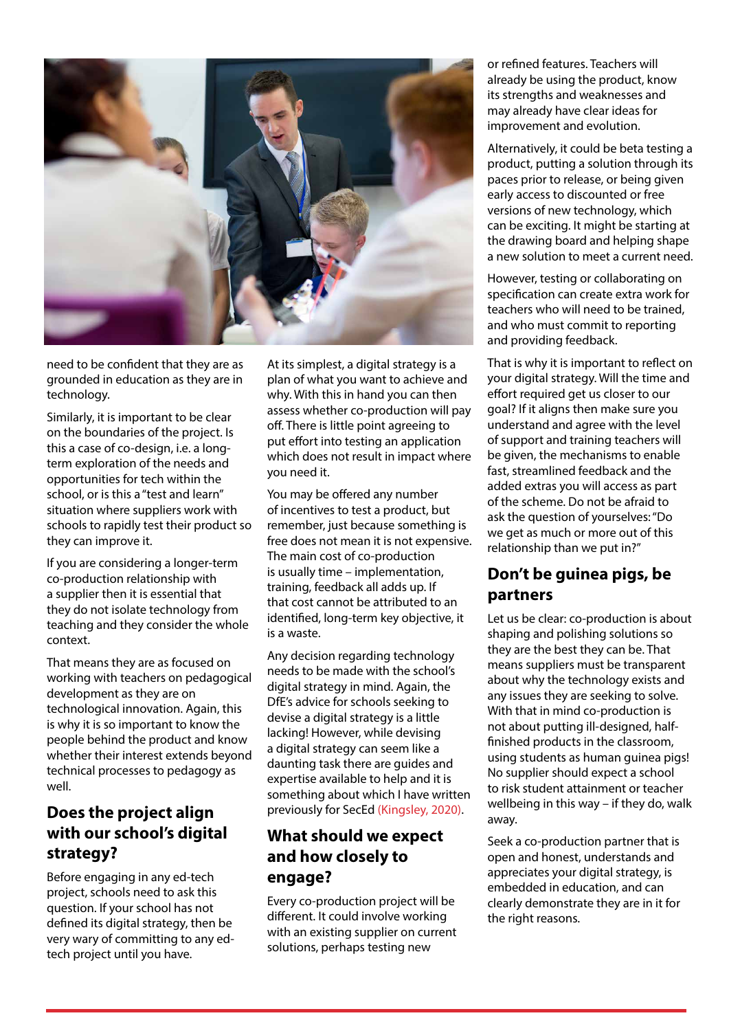need to be confident that they are as grounded in education as they are in technology.

Similarly, it is important to be clear on the boundaries of the project. Is this a case of co-design, i.e. a long-term exploration of the needs and opportunities for tech within the school, or is this a "test and learn" situation where suppliers work with schools to rapidly test their product so they can improve it.

If you are considering a longer-term co-production relationship with a supplier then it is essential that they do not isolate technology from teaching and they consider the whole context.

That means they are as focused on working with teachers on pedagogical development as they are on technological innovation. Again, this is why it is so important to know the people behind the product and know whether their interest extends beyond technical processes to pedagogy as well.

## Does the project align with our school's digital strategy?

Before engaging in any ed-tech project, schools need to ask this question. If your school has not defined its digital strategy, then be very wary of committing to any ed-tech project until you have.

At its simplest, a digital strategy is a plan of what you want to achieve and why. With this in hand you can then assess whether co-production will pay off. There is little point agreeing to put effort into testing an application which does not result in impact where you need it.

You may be offered any number of incentives to test a product, but remember, just because something is free does not mean it is not expensive. The main cost of co-production is usually time – implementation, training, feedback all adds up. If that cost cannot be attributed to an identified, long-term key objective, it is a waste.

Any decision regarding technology needs to be made with the school's digital strategy in mind. Again, the DfE's advice for schools seeking to devise a digital strategy is a little lacking! However, while devising a digital strategy can seem like a daunting task there are guides and expertise available to help and it is something about which I have written previously for SecEd (Kingsley, 2020).

## What should we expect and how closely to engage?

Every co-production project will be different. It could involve working with an existing supplier on current solutions, perhaps testing new or refined features. Teachers will already be using the product, know its strengths and weaknesses and may already have clear ideas for improvement and evolution.

Alternatively, it could be beta testing a product, putting a solution through its paces prior to release, or being given early access to discounted or free versions of new technology, which can be exciting. It might be starting at the drawing board and helping shape a new solution to meet a current need.

However, testing or collaborating on specification can create extra work for teachers who will need to be trained, and who must commit to reporting and providing feedback.

That is why it is important to reflect on your digital strategy. Will the time and effort required get us closer to our goal? If it aligns then make sure you understand and agree with the level of support and training teachers will be given, the mechanisms to enable fast, streamlined feedback and the added extras you will access as part of the scheme. Do not be afraid to ask the question of yourselves: "Do we get as much or more out of this relationship than we put in?"

## Don't be guinea pigs, be partners

Let us be clear: co-production is about shaping and polishing solutions so they are the best they can be. That means suppliers must be transparent about why the technology exists and any issues they are seeking to solve. With that in mind co-production is not about putting ill-designed, half-finished products in the classroom, using students as human guinea pigs! No supplier should expect a school to risk student attainment or teacher wellbeing in this way – if they do, walk away.

Seek a co-production partner that is open and honest, understands and appreciates your digital strategy, is embedded in education, and can clearly demonstrate they are in it for the right reasons.